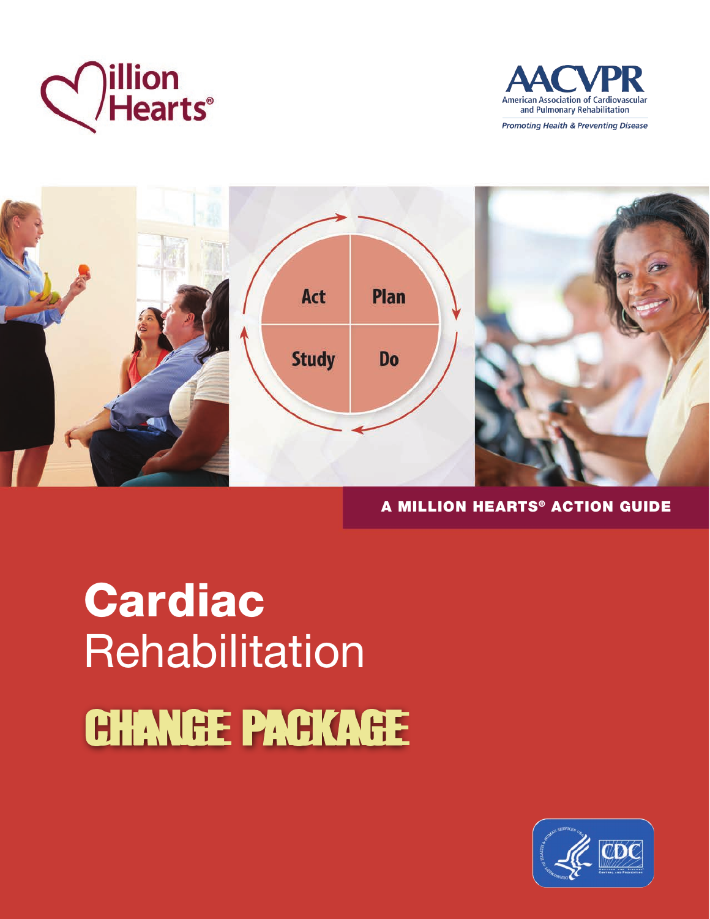Million Hearts®

AACVPR
American Association of Cardiovascular and Pulmonary Rehabilitation
*Promoting Health & Preventing Disease*

Act | Plan | Study | Do

**A MILLION HEARTS® ACTION GUIDE**

# **Cardiac** Rehabilitation

# CHANGE PACKAGE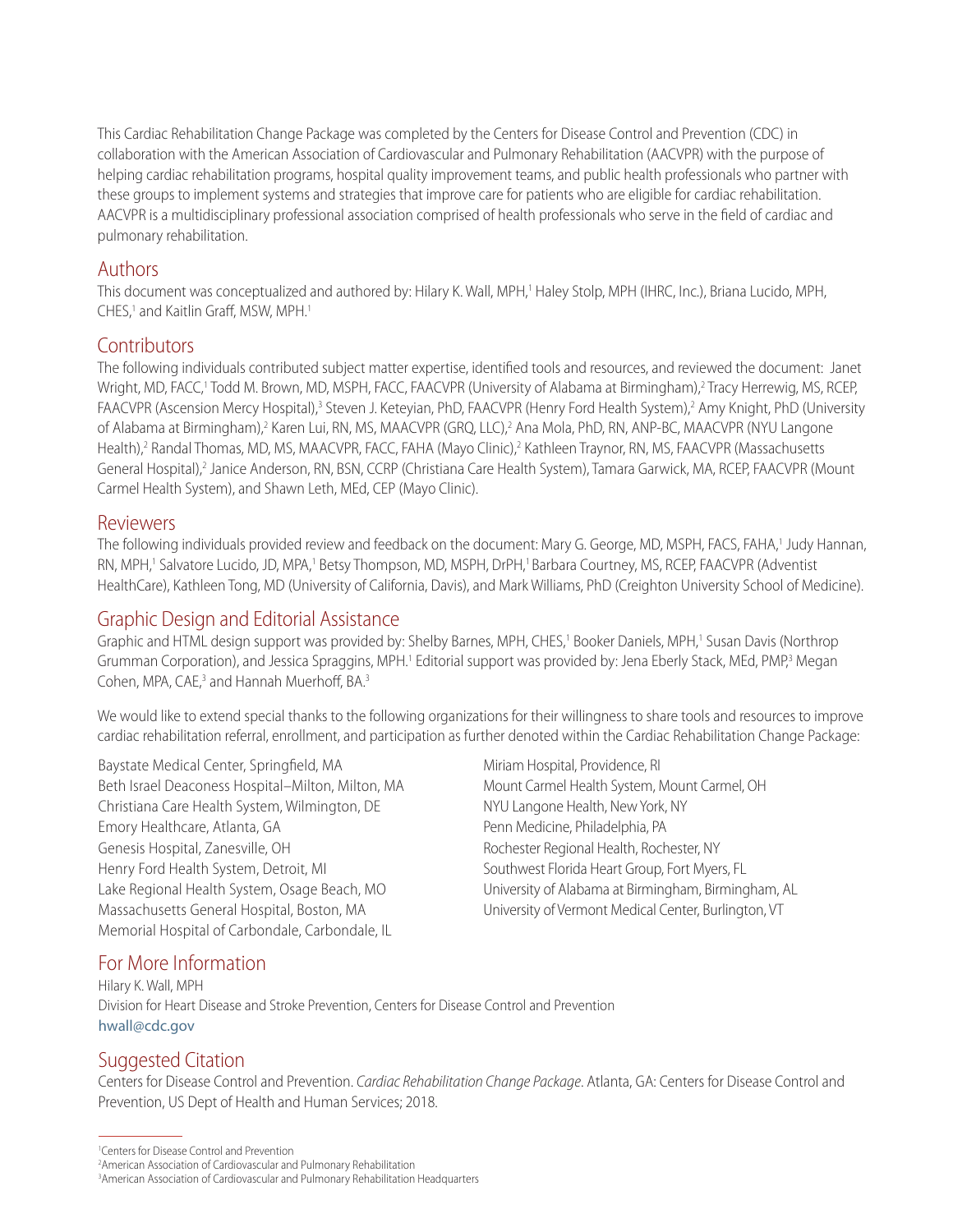This Cardiac Rehabilitation Change Package was completed by the Centers for Disease Control and Prevention (CDC) in collaboration with the American Association of Cardiovascular and Pulmonary Rehabilitation (AACVPR) with the purpose of helping cardiac rehabilitation programs, hospital quality improvement teams, and public health professionals who partner with these groups to implement systems and strategies that improve care for patients who are eligible for cardiac rehabilitation. AACVPR is a multidisciplinary professional association comprised of health professionals who serve in the field of cardiac and pulmonary rehabilitation.

## Authors

This document was conceptualized and authored by: Hilary K. Wall, MPH,[1] Haley Stolp, MPH (IHRC, Inc.), Briana Lucido, MPH, CHES,[1] and Kaitlin Graff, MSW, MPH.[1]

## Contributors

The following individuals contributed subject matter expertise, identified tools and resources, and reviewed the document: Janet Wright, MD, FACC,[1] Todd M. Brown, MD, MSPH, FACC, FAACVPR (University of Alabama at Birmingham),[2] Tracy Herrewig, MS, RCEP, FAACVPR (Ascension Mercy Hospital),[3] Steven J. Keteyian, PhD, FAACVPR (Henry Ford Health System),[2] Amy Knight, PhD (University of Alabama at Birmingham),[2] Karen Lui, RN, MS, MAACVPR (GRQ, LLC),[2] Ana Mola, PhD, RN, ANP-BC, MAACVPR (NYU Langone Health),[2] Randal Thomas, MD, MS, MAACVPR, FACC, FAHA (Mayo Clinic),[2] Kathleen Traynor, RN, MS, FAACVPR (Massachusetts General Hospital),[2] Janice Anderson, RN, BSN, CCRP (Christiana Care Health System), Tamara Garwick, MA, RCEP, FAACVPR (Mount Carmel Health System), and Shawn Leth, MEd, CEP (Mayo Clinic).

## Reviewers

The following individuals provided review and feedback on the document: Mary G. George, MD, MSPH, FACS, FAHA,[1] Judy Hannan, RN, MPH,[1] Salvatore Lucido, JD, MPA,[1] Betsy Thompson, MD, MSPH, DrPH,[1] Barbara Courtney, MS, RCEP, FAACVPR (Adventist HealthCare), Kathleen Tong, MD (University of California, Davis), and Mark Williams, PhD (Creighton University School of Medicine).

## Graphic Design and Editorial Assistance

Graphic and HTML design support was provided by: Shelby Barnes, MPH, CHES,[1] Booker Daniels, MPH,[1] Susan Davis (Northrop Grumman Corporation), and Jessica Spraggins, MPH.[1] Editorial support was provided by: Jena Eberly Stack, MEd, PMP,[3] Megan Cohen, MPA, CAE,[3] and Hannah Muerhoff, BA.[3]

We would like to extend special thanks to the following organizations for their willingness to share tools and resources to improve cardiac rehabilitation referral, enrollment, and participation as further denoted within the Cardiac Rehabilitation Change Package:

- Baystate Medical Center, Springfield, MA
- Beth Israel Deaconess Hospital–Milton, Milton, MA
- Christiana Care Health System, Wilmington, DE
- Emory Healthcare, Atlanta, GA
- Genesis Hospital, Zanesville, OH
- Henry Ford Health System, Detroit, MI
- Lake Regional Health System, Osage Beach, MO
- Massachusetts General Hospital, Boston, MA
- Memorial Hospital of Carbondale, Carbondale, IL
- Miriam Hospital, Providence, RI
- Mount Carmel Health System, Mount Carmel, OH
- NYU Langone Health, New York, NY
- Penn Medicine, Philadelphia, PA
- Rochester Regional Health, Rochester, NY
- Southwest Florida Heart Group, Fort Myers, FL
- University of Alabama at Birmingham, Birmingham, AL
- University of Vermont Medical Center, Burlington, VT

## For More Information

Hilary K. Wall, MPH
Division for Heart Disease and Stroke Prevention, Centers for Disease Control and Prevention
hwall@cdc.gov

## Suggested Citation

Centers for Disease Control and Prevention. *Cardiac Rehabilitation Change Package*. Atlanta, GA: Centers for Disease Control and Prevention, US Dept of Health and Human Services; 2018.

---

[1] Centers for Disease Control and Prevention
[2] American Association of Cardiovascular and Pulmonary Rehabilitation
[3] American Association of Cardiovascular and Pulmonary Rehabilitation Headquarters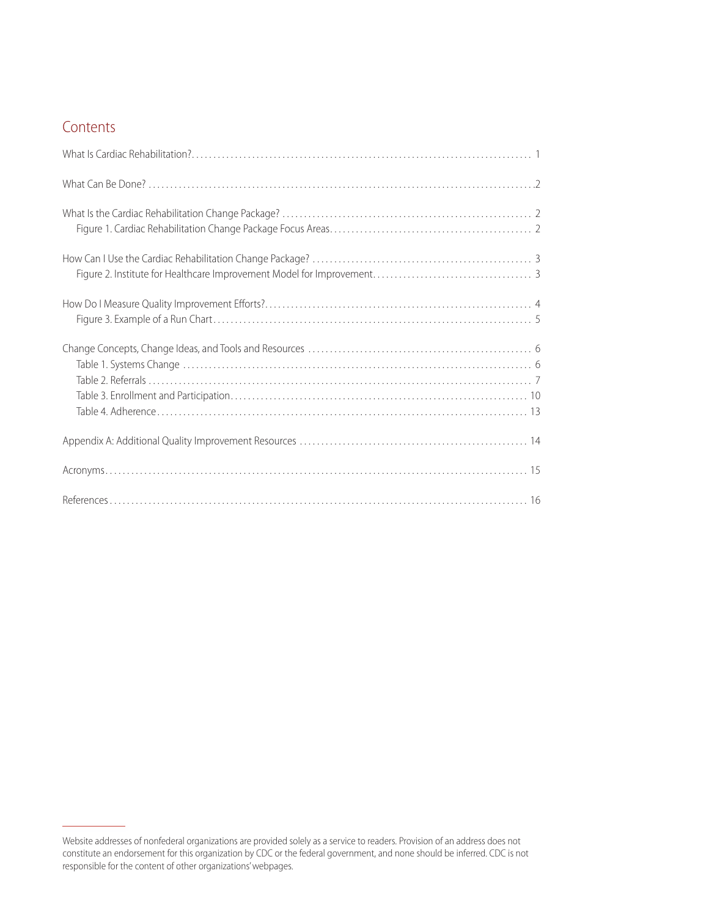## Contents

What Is Cardiac Rehabilitation? ... 1

What Can Be Done? ... 2

What Is the Cardiac Rehabilitation Change Package? ... 2
- Figure 1. Cardiac Rehabilitation Change Package Focus Areas ... 2

How Can I Use the Cardiac Rehabilitation Change Package? ... 3
- Figure 2. Institute for Healthcare Improvement Model for Improvement ... 3

How Do I Measure Quality Improvement Efforts? ... 4
- Figure 3. Example of a Run Chart ... 5

Change Concepts, Change Ideas, and Tools and Resources ... 6
- Table 1. Systems Change ... 6
- Table 2. Referrals ... 7
- Table 3. Enrollment and Participation ... 10
- Table 4. Adherence ... 13

Appendix A: Additional Quality Improvement Resources ... 14

Acronyms ... 15

References ... 16

---

Website addresses of nonfederal organizations are provided solely as a service to readers. Provision of an address does not constitute an endorsement for this organization by CDC or the federal government, and none should be inferred. CDC is not responsible for the content of other organizations' webpages.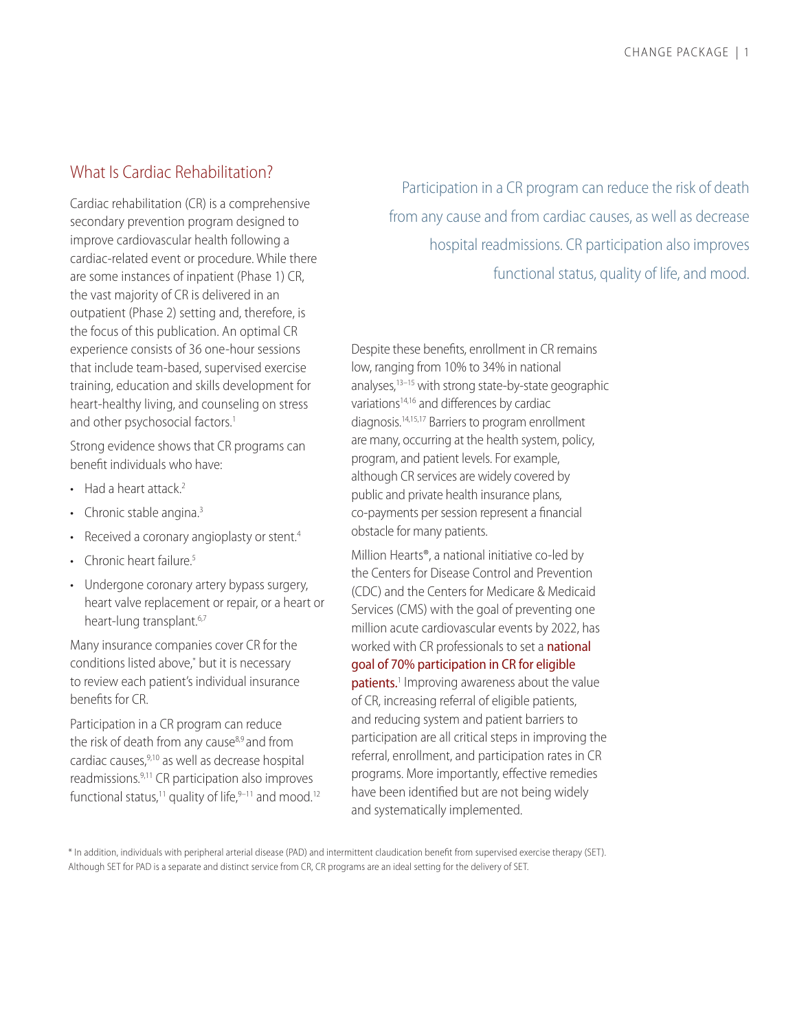## What Is Cardiac Rehabilitation?

Cardiac rehabilitation (CR) is a comprehensive secondary prevention program designed to improve cardiovascular health following a cardiac-related event or procedure. While there are some instances of inpatient (Phase 1) CR, the vast majority of CR is delivered in an outpatient (Phase 2) setting and, therefore, is the focus of this publication. An optimal CR experience consists of 36 one-hour sessions that include team-based, supervised exercise training, education and skills development for heart-healthy living, and counseling on stress and other psychosocial factors.[1]

Strong evidence shows that CR programs can benefit individuals who have:

- Had a heart attack.[2]
- Chronic stable angina.[3]
- Received a coronary angioplasty or stent.[4]
- Chronic heart failure.[5]
- Undergone coronary artery bypass surgery, heart valve replacement or repair, or a heart or heart-lung transplant.[6,7]

Many insurance companies cover CR for the conditions listed above,* but it is necessary to review each patient's individual insurance benefits for CR.

Participation in a CR program can reduce the risk of death from any cause[8,9] and from cardiac causes,[9,10] as well as decrease hospital readmissions.[9,11] CR participation also improves functional status,[11] quality of life,[9–11] and mood.[12]

> Participation in a CR program can reduce the risk of death from any cause and from cardiac causes, as well as decrease hospital readmissions. CR participation also improves functional status, quality of life, and mood.

Despite these benefits, enrollment in CR remains low, ranging from 10% to 34% in national analyses,[13–15] with strong state-by-state geographic variations[14,16] and differences by cardiac diagnosis.[14,15,17] Barriers to program enrollment are many, occurring at the health system, policy, program, and patient levels. For example, although CR services are widely covered by public and private health insurance plans, co-payments per session represent a financial obstacle for many patients.

Million Hearts®, a national initiative co-led by the Centers for Disease Control and Prevention (CDC) and the Centers for Medicare & Medicaid Services (CMS) with the goal of preventing one million acute cardiovascular events by 2022, has worked with CR professionals to set a **national goal of 70% participation in CR for eligible patients.**[1] Improving awareness about the value of CR, increasing referral of eligible patients, and reducing system and patient barriers to participation are all critical steps in improving the referral, enrollment, and participation rates in CR programs. More importantly, effective remedies have been identified but are not being widely and systematically implemented.

\* In addition, individuals with peripheral arterial disease (PAD) and intermittent claudication benefit from supervised exercise therapy (SET). Although SET for PAD is a separate and distinct service from CR, CR programs are an ideal setting for the delivery of SET.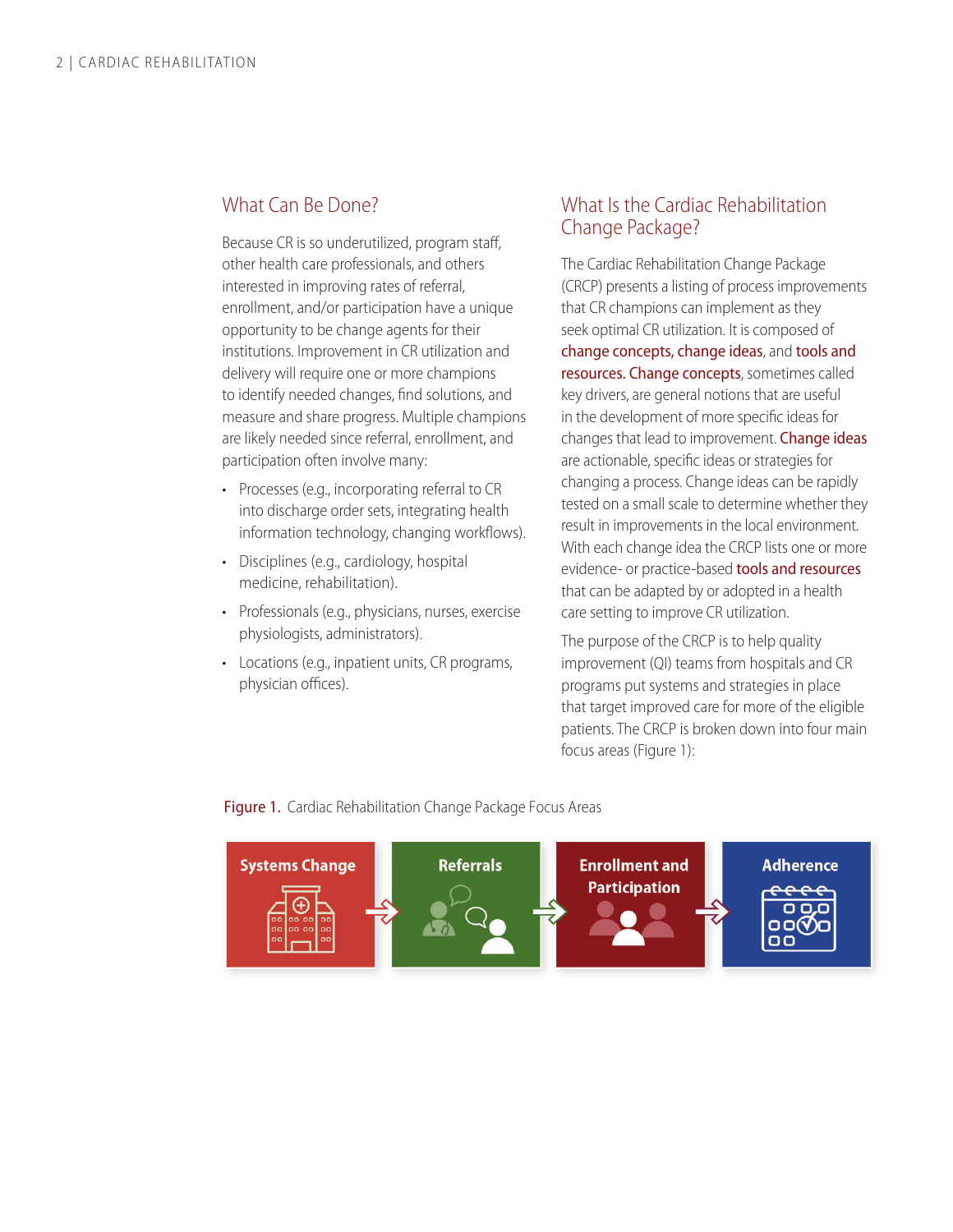## What Can Be Done?

Because CR is so underutilized, program staff, other health care professionals, and others interested in improving rates of referral, enrollment, and/or participation have a unique opportunity to be change agents for their institutions. Improvement in CR utilization and delivery will require one or more champions to identify needed changes, find solutions, and measure and share progress. Multiple champions are likely needed since referral, enrollment, and participation often involve many:

- Processes (e.g., incorporating referral to CR into discharge order sets, integrating health information technology, changing workflows).
- Disciplines (e.g., cardiology, hospital medicine, rehabilitation).
- Professionals (e.g., physicians, nurses, exercise physiologists, administrators).
- Locations (e.g., inpatient units, CR programs, physician offices).

## What Is the Cardiac Rehabilitation Change Package?

The Cardiac Rehabilitation Change Package (CRCP) presents a listing of process improvements that CR champions can implement as they seek optimal CR utilization. It is composed of change concepts, change ideas, and tools and resources. Change concepts, sometimes called key drivers, are general notions that are useful in the development of more specific ideas for changes that lead to improvement. Change ideas are actionable, specific ideas or strategies for changing a process. Change ideas can be rapidly tested on a small scale to determine whether they result in improvements in the local environment. With each change idea the CRCP lists one or more evidence- or practice-based tools and resources that can be adapted by or adopted in a health care setting to improve CR utilization.

The purpose of the CRCP is to help quality improvement (QI) teams from hospitals and CR programs put systems and strategies in place that target improved care for more of the eligible patients. The CRCP is broken down into four main focus areas (Figure 1):

Figure 1. Cardiac Rehabilitation Change Package Focus Areas

Systems Change → Referrals → Enrollment and Participation → Adherence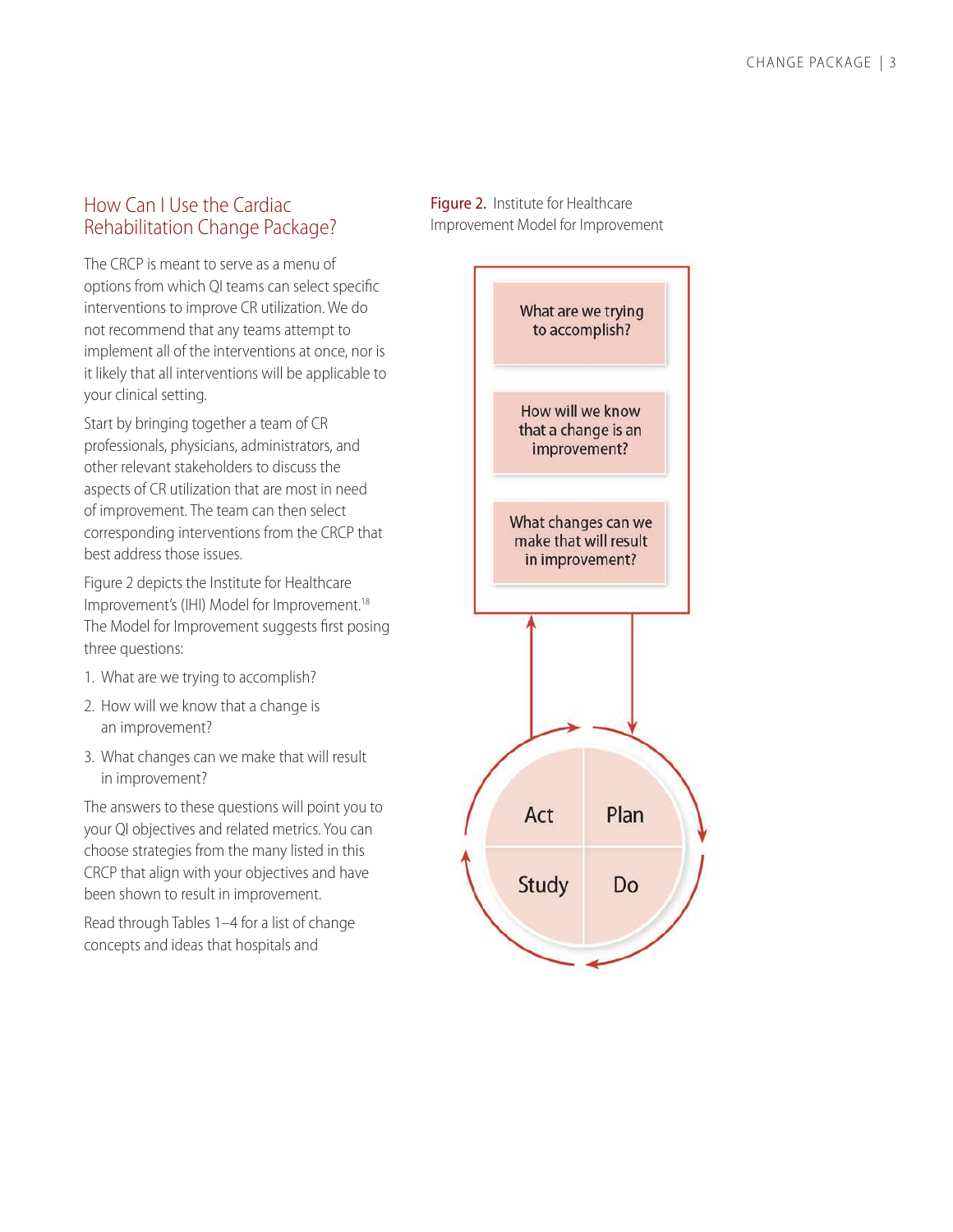## How Can I Use the Cardiac Rehabilitation Change Package?

The CRCP is meant to serve as a menu of options from which QI teams can select specific interventions to improve CR utilization. We do not recommend that any teams attempt to implement all of the interventions at once, nor is it likely that all interventions will be applicable to your clinical setting.

Start by bringing together a team of CR professionals, physicians, administrators, and other relevant stakeholders to discuss the aspects of CR utilization that are most in need of improvement. The team can then select corresponding interventions from the CRCP that best address those issues.

Figure 2 depicts the Institute for Healthcare Improvement's (IHI) Model for Improvement.[18] The Model for Improvement suggests first posing three questions:

1. What are we trying to accomplish?
2. How will we know that a change is an improvement?
3. What changes can we make that will result in improvement?

The answers to these questions will point you to your QI objectives and related metrics. You can choose strategies from the many listed in this CRCP that align with your objectives and have been shown to result in improvement.

Read through Tables 1–4 for a list of change concepts and ideas that hospitals and

**Figure 2.** Institute for Healthcare Improvement Model for Improvement

What are we trying to accomplish?

How will we know that a change is an improvement?

What changes can we make that will result in improvement?

Act | Plan | Study | Do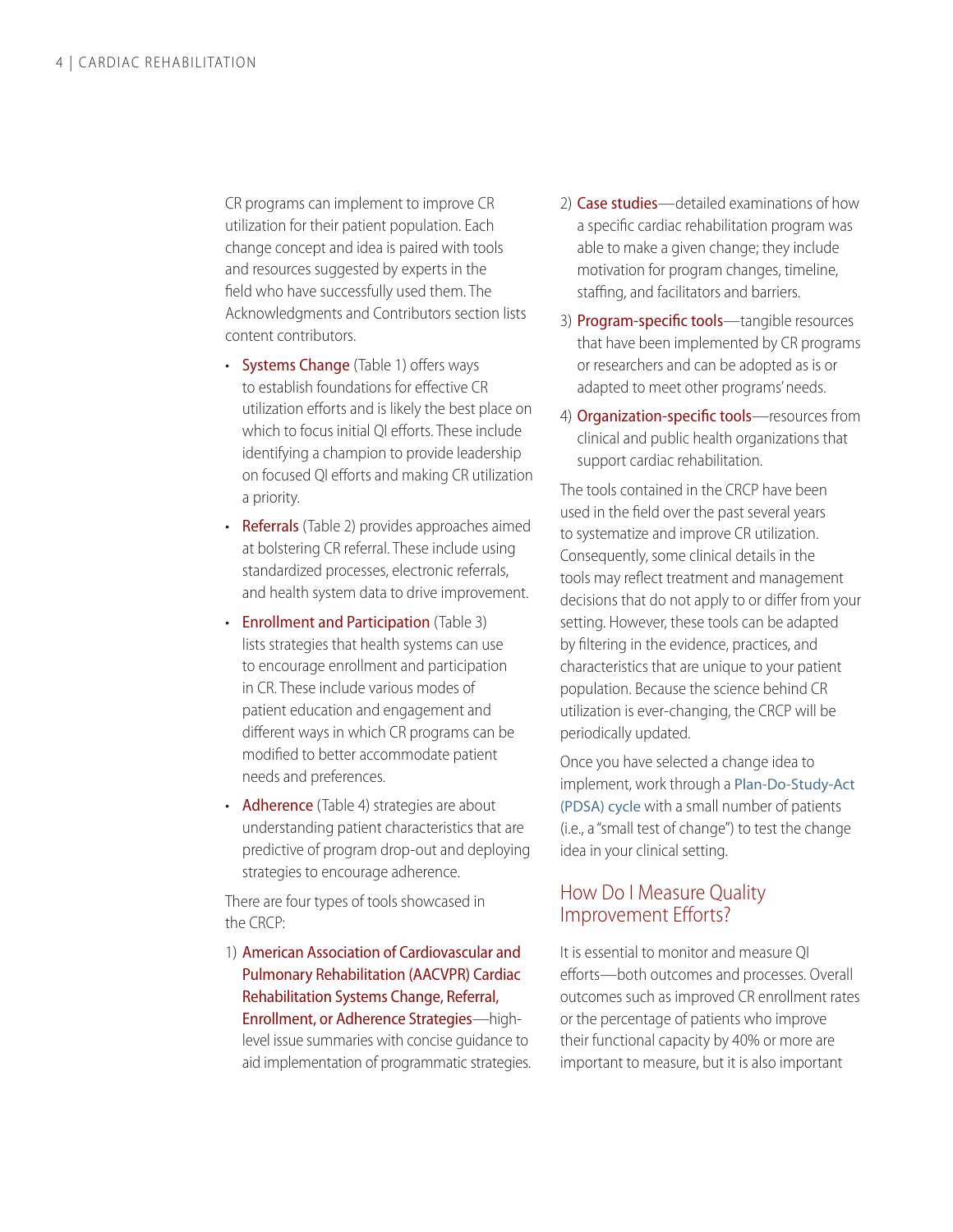CR programs can implement to improve CR utilization for their patient population. Each change concept and idea is paired with tools and resources suggested by experts in the field who have successfully used them. The Acknowledgments and Contributors section lists content contributors.

- Systems Change (Table 1) offers ways to establish foundations for effective CR utilization efforts and is likely the best place on which to focus initial QI efforts. These include identifying a champion to provide leadership on focused QI efforts and making CR utilization a priority.
- Referrals (Table 2) provides approaches aimed at bolstering CR referral. These include using standardized processes, electronic referrals, and health system data to drive improvement.
- Enrollment and Participation (Table 3) lists strategies that health systems can use to encourage enrollment and participation in CR. These include various modes of patient education and engagement and different ways in which CR programs can be modified to better accommodate patient needs and preferences.
- Adherence (Table 4) strategies are about understanding patient characteristics that are predictive of program drop-out and deploying strategies to encourage adherence.

There are four types of tools showcased in the CRCP:

1) American Association of Cardiovascular and Pulmonary Rehabilitation (AACVPR) Cardiac Rehabilitation Systems Change, Referral, Enrollment, or Adherence Strategies—high-level issue summaries with concise guidance to aid implementation of programmatic strategies.
2) Case studies—detailed examinations of how a specific cardiac rehabilitation program was able to make a given change; they include motivation for program changes, timeline, staffing, and facilitators and barriers.
3) Program-specific tools—tangible resources that have been implemented by CR programs or researchers and can be adopted as is or adapted to meet other programs' needs.
4) Organization-specific tools—resources from clinical and public health organizations that support cardiac rehabilitation.

The tools contained in the CRCP have been used in the field over the past several years to systematize and improve CR utilization. Consequently, some clinical details in the tools may reflect treatment and management decisions that do not apply to or differ from your setting. However, these tools can be adapted by filtering in the evidence, practices, and characteristics that are unique to your patient population. Because the science behind CR utilization is ever-changing, the CRCP will be periodically updated.

Once you have selected a change idea to implement, work through a Plan-Do-Study-Act (PDSA) cycle with a small number of patients (i.e., a "small test of change") to test the change idea in your clinical setting.

## How Do I Measure Quality Improvement Efforts?

It is essential to monitor and measure QI efforts—both outcomes and processes. Overall outcomes such as improved CR enrollment rates or the percentage of patients who improve their functional capacity by 40% or more are important to measure, but it is also important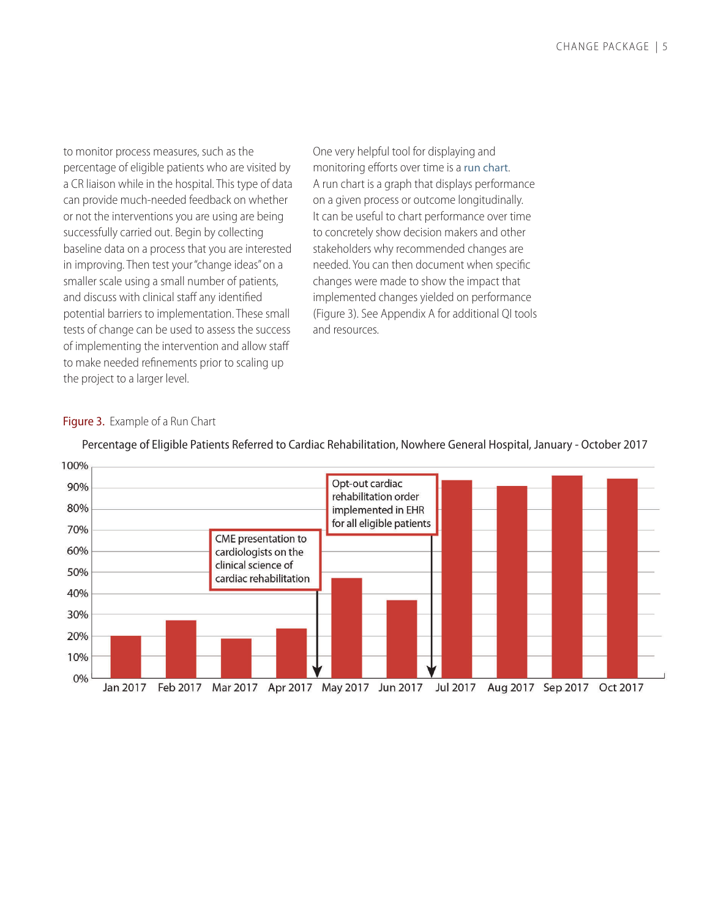to monitor process measures, such as the percentage of eligible patients who are visited by a CR liaison while in the hospital. This type of data can provide much-needed feedback on whether or not the interventions you are using are being successfully carried out. Begin by collecting baseline data on a process that you are interested in improving. Then test your "change ideas" on a smaller scale using a small number of patients, and discuss with clinical staff any identified potential barriers to implementation. These small tests of change can be used to assess the success of implementing the intervention and allow staff to make needed refinements prior to scaling up the project to a larger level.

One very helpful tool for displaying and monitoring efforts over time is a run chart. A run chart is a graph that displays performance on a given process or outcome longitudinally. It can be useful to chart performance over time to concretely show decision makers and other stakeholders why recommended changes are needed. You can then document when specific changes were made to show the impact that implemented changes yielded on performance (Figure 3). See Appendix A for additional QI tools and resources.

Figure 3. Example of a Run Chart

Percentage of Eligible Patients Referred to Cardiac Rehabilitation, Nowhere General Hospital, January - October 2017

100%
90%
80%
70%
60%
50%
40%
30%
20%
10%
0%

CME presentation to cardiologists on the clinical science of cardiac rehabilitation

Opt-out cardiac rehabilitation order implemented in EHR for all eligible patients

Jan 2017 Feb 2017 Mar 2017 Apr 2017 May 2017 Jun 2017 Jul 2017 Aug 2017 Sep 2017 Oct 2017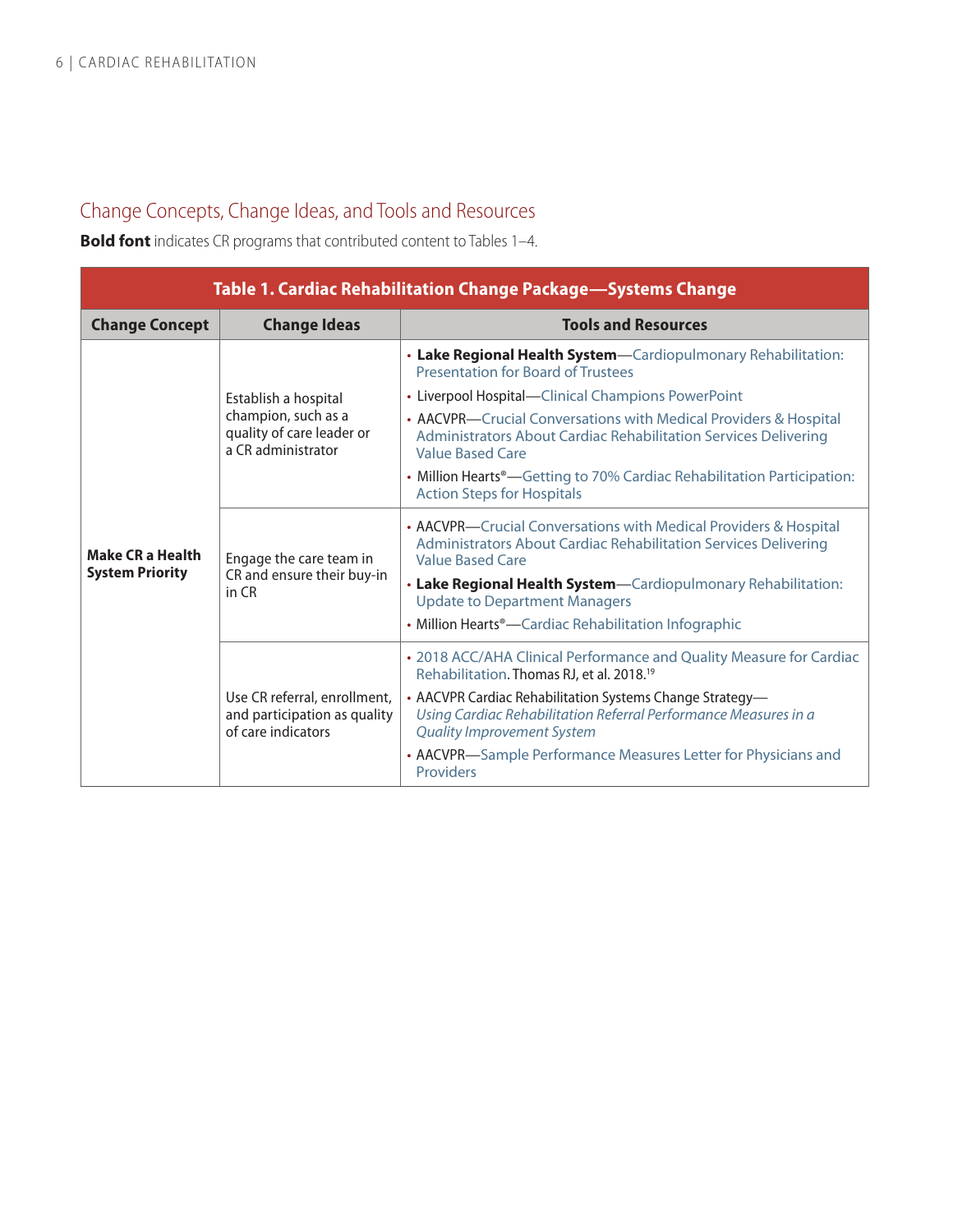## Change Concepts, Change Ideas, and Tools and Resources

**Bold font** indicates CR programs that contributed content to Tables 1–4.

**Table 1. Cardiac Rehabilitation Change Package—Systems Change**

| Change Concept | Change Ideas | Tools and Resources |
|---|---|---|
| **Make CR a Health System Priority** | Establish a hospital champion, such as a quality of care leader or a CR administrator | • **Lake Regional Health System**—Cardiopulmonary Rehabilitation: Presentation for Board of Trustees<br>• Liverpool Hospital—Clinical Champions PowerPoint<br>• AACVPR—Crucial Conversations with Medical Providers & Hospital Administrators About Cardiac Rehabilitation Services Delivering Value Based Care<br>• Million Hearts®—Getting to 70% Cardiac Rehabilitation Participation: Action Steps for Hospitals |
| | Engage the care team in CR and ensure their buy-in in CR | • AACVPR—Crucial Conversations with Medical Providers & Hospital Administrators About Cardiac Rehabilitation Services Delivering Value Based Care<br>• **Lake Regional Health System**—Cardiopulmonary Rehabilitation: Update to Department Managers<br>• Million Hearts®—Cardiac Rehabilitation Infographic |
| | Use CR referral, enrollment, and participation as quality of care indicators | • 2018 ACC/AHA Clinical Performance and Quality Measure for Cardiac Rehabilitation. Thomas RJ, et al. 2018.[19]<br>• AACVPR Cardiac Rehabilitation Systems Change Strategy—*Using Cardiac Rehabilitation Referral Performance Measures in a Quality Improvement System*<br>• AACVPR—Sample Performance Measures Letter for Physicians and Providers |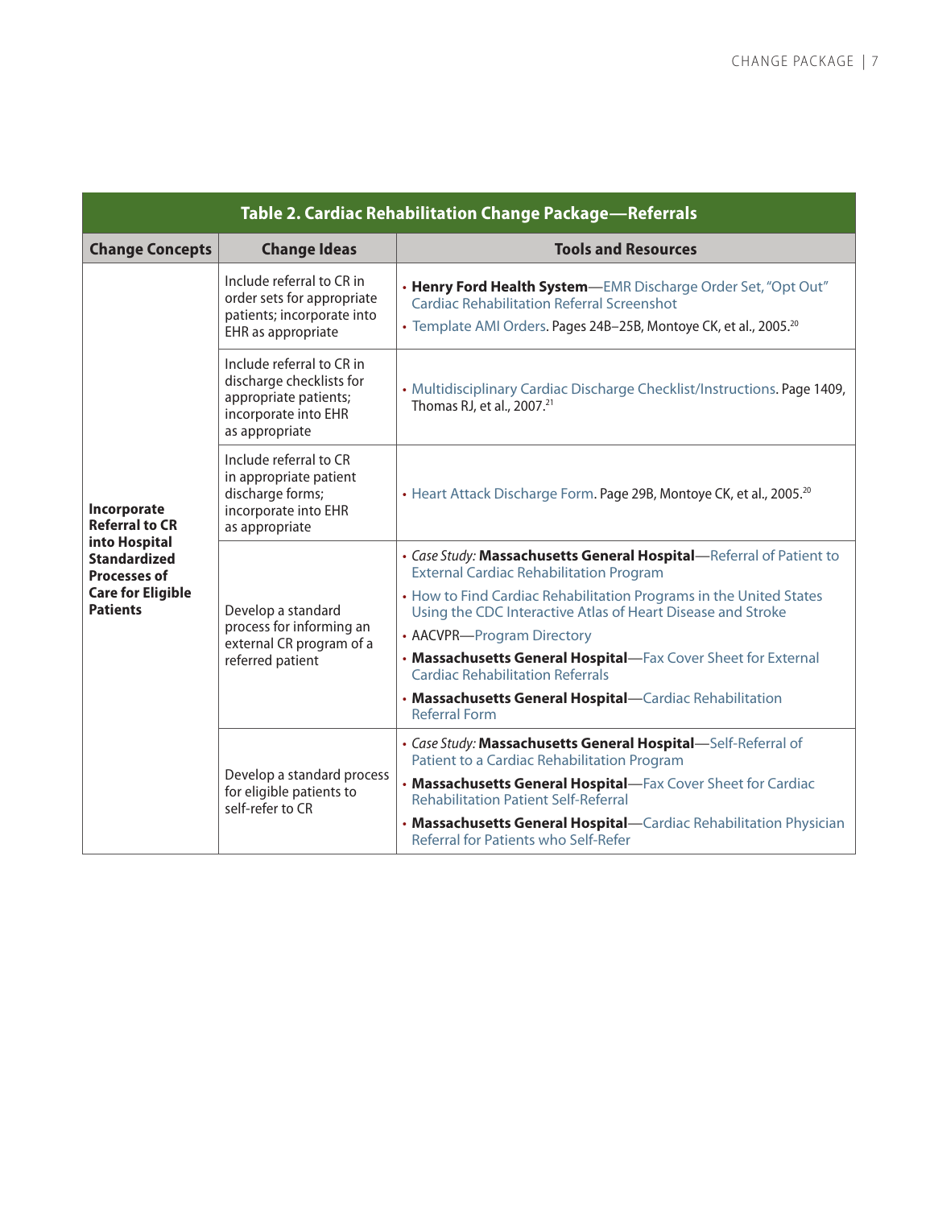**Table 2. Cardiac Rehabilitation Change Package—Referrals**

| Change Concepts | Change Ideas | Tools and Resources |
|---|---|---|
| **Incorporate Referral to CR into Hospital Standardized Processes of Care for Eligible Patients** | Include referral to CR in order sets for appropriate patients; incorporate into EHR as appropriate | • **Henry Ford Health System**—EMR Discharge Order Set, "Opt Out" Cardiac Rehabilitation Referral Screenshot<br>• Template AMI Orders. Pages 24B–25B, Montoye CK, et al., 2005.[20] |
| | Include referral to CR in discharge checklists for appropriate patients; incorporate into EHR as appropriate | • Multidisciplinary Cardiac Discharge Checklist/Instructions. Page 1409, Thomas RJ, et al., 2007.[21] |
| | Include referral to CR in appropriate patient discharge forms; incorporate into EHR as appropriate | • Heart Attack Discharge Form. Page 29B, Montoye CK, et al., 2005.[20] |
| | Develop a standard process for informing an external CR program of a referred patient | • *Case Study:* **Massachusetts General Hospital**—Referral of Patient to External Cardiac Rehabilitation Program<br>• How to Find Cardiac Rehabilitation Programs in the United States Using the CDC Interactive Atlas of Heart Disease and Stroke<br>• AACVPR—Program Directory<br>• **Massachusetts General Hospital**—Fax Cover Sheet for External Cardiac Rehabilitation Referrals<br>• **Massachusetts General Hospital**—Cardiac Rehabilitation Referral Form |
| | Develop a standard process for eligible patients to self-refer to CR | • *Case Study:* **Massachusetts General Hospital**—Self-Referral of Patient to a Cardiac Rehabilitation Program<br>• **Massachusetts General Hospital**—Fax Cover Sheet for Cardiac Rehabilitation Patient Self-Referral<br>• **Massachusetts General Hospital**—Cardiac Rehabilitation Physician Referral for Patients who Self-Refer |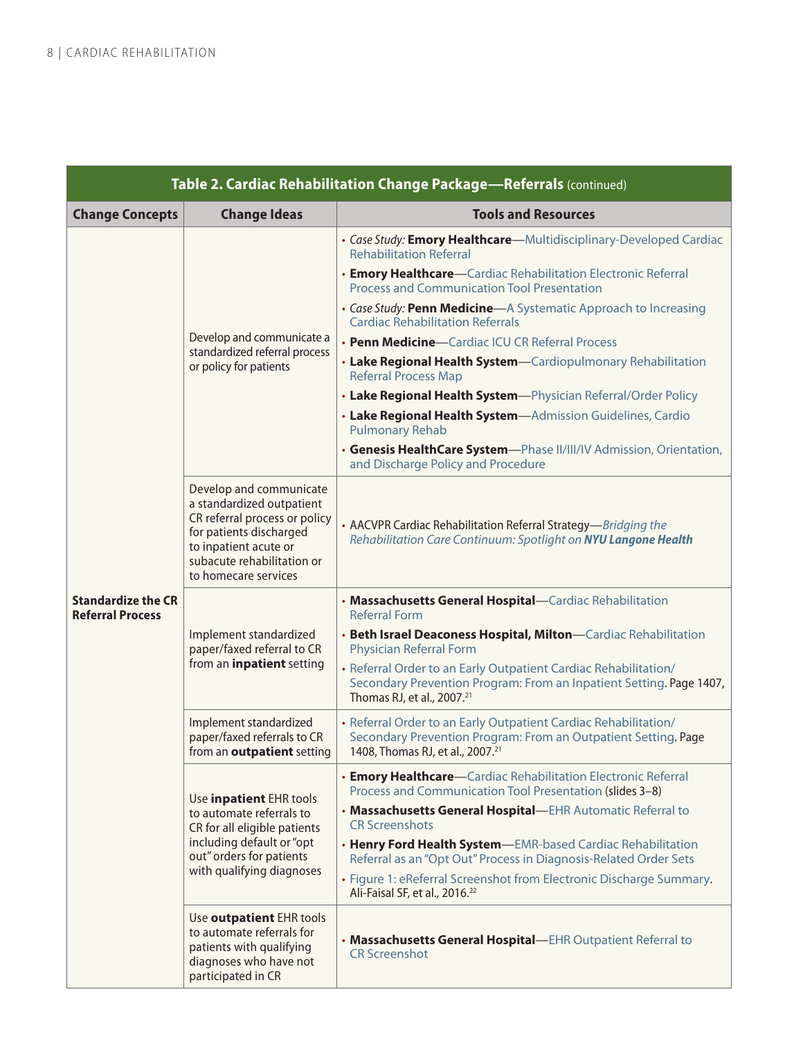| Table 2. Cardiac Rehabilitation Change Package—Referrals (continued) | | |
|---|---|---|
| **Change Concepts** | **Change Ideas** | **Tools and Resources** |
| **Standardize the CR Referral Process** | Develop and communicate a standardized referral process or policy for patients | • *Case Study:* **Emory Healthcare**—Multidisciplinary-Developed Cardiac Rehabilitation Referral<br>• **Emory Healthcare**—Cardiac Rehabilitation Electronic Referral Process and Communication Tool Presentation<br>• *Case Study:* **Penn Medicine**—A Systematic Approach to Increasing Cardiac Rehabilitation Referrals<br>• **Penn Medicine**—Cardiac ICU CR Referral Process<br>• **Lake Regional Health System**—Cardiopulmonary Rehabilitation Referral Process Map<br>• **Lake Regional Health System**—Physician Referral/Order Policy<br>• **Lake Regional Health System**—Admission Guidelines, Cardio Pulmonary Rehab<br>• **Genesis HealthCare System**—Phase II/III/IV Admission, Orientation, and Discharge Policy and Procedure |
| | Develop and communicate a standardized outpatient CR referral process or policy for patients discharged to inpatient acute or subacute rehabilitation or to homecare services | • AACVPR Cardiac Rehabilitation Referral Strategy—*Bridging the Rehabilitation Care Continuum: Spotlight on **NYU Langone Health*** |
| | Implement standardized paper/faxed referral to CR from an **inpatient** setting | • **Massachusetts General Hospital**—Cardiac Rehabilitation Referral Form<br>• **Beth Israel Deaconess Hospital, Milton**—Cardiac Rehabilitation Physician Referral Form<br>• Referral Order to an Early Outpatient Cardiac Rehabilitation/Secondary Prevention Program: From an Inpatient Setting. Page 1407, Thomas RJ, et al., 2007.[21] |
| | Implement standardized paper/faxed referrals to CR from an **outpatient** setting | • Referral Order to an Early Outpatient Cardiac Rehabilitation/Secondary Prevention Program: From an Outpatient Setting. Page 1408, Thomas RJ, et al., 2007.[21] |
| | Use **inpatient** EHR tools to automate referrals to CR for all eligible patients including default or "opt out" orders for patients with qualifying diagnoses | • **Emory Healthcare**—Cardiac Rehabilitation Electronic Referral Process and Communication Tool Presentation (slides 3–8)<br>• **Massachusetts General Hospital**—EHR Automatic Referral to CR Screenshots<br>• **Henry Ford Health System**—EMR-based Cardiac Rehabilitation Referral as an "Opt Out" Process in Diagnosis-Related Order Sets<br>• Figure 1: eReferral Screenshot from Electronic Discharge Summary. Ali-Faisal SF, et al., 2016.[22] |
| | Use **outpatient** EHR tools to automate referrals for patients with qualifying diagnoses who have not participated in CR | • **Massachusetts General Hospital**—EHR Outpatient Referral to CR Screenshot |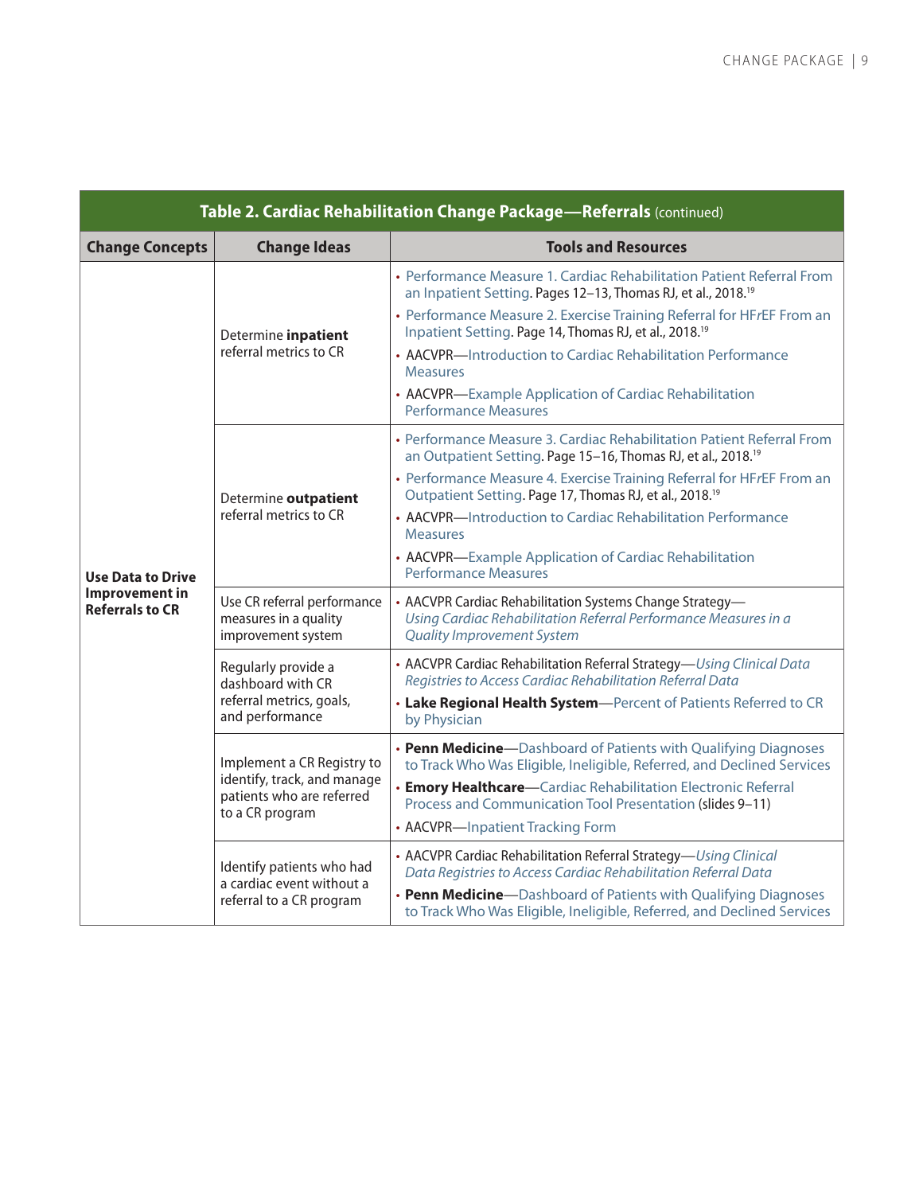**Table 2. Cardiac Rehabilitation Change Package—Referrals** (continued)

| Change Concepts | Change Ideas | Tools and Resources |
|---|---|---|
| **Use Data to Drive Improvement in Referrals to CR** | Determine **inpatient** referral metrics to CR | • Performance Measure 1. Cardiac Rehabilitation Patient Referral From an Inpatient Setting. Pages 12–13, Thomas RJ, et al., 2018.[19] • Performance Measure 2. Exercise Training Referral for HF*r*EF From an Inpatient Setting. Page 14, Thomas RJ, et al., 2018.[19] • AACVPR—Introduction to Cardiac Rehabilitation Performance Measures • AACVPR—Example Application of Cardiac Rehabilitation Performance Measures |
| | Determine **outpatient** referral metrics to CR | • Performance Measure 3. Cardiac Rehabilitation Patient Referral From an Outpatient Setting. Page 15–16, Thomas RJ, et al., 2018.[19] • Performance Measure 4. Exercise Training Referral for HF*r*EF From an Outpatient Setting. Page 17, Thomas RJ, et al., 2018.[19] • AACVPR—Introduction to Cardiac Rehabilitation Performance Measures • AACVPR—Example Application of Cardiac Rehabilitation Performance Measures |
| | Use CR referral performance measures in a quality improvement system | • AACVPR Cardiac Rehabilitation Systems Change Strategy—*Using Cardiac Rehabilitation Referral Performance Measures in a Quality Improvement System* |
| | Regularly provide a dashboard with CR referral metrics, goals, and performance | • AACVPR Cardiac Rehabilitation Referral Strategy—*Using Clinical Data Registries to Access Cardiac Rehabilitation Referral Data* • **Lake Regional Health System**—Percent of Patients Referred to CR by Physician |
| | Implement a CR Registry to identify, track, and manage patients who are referred to a CR program | • **Penn Medicine**—Dashboard of Patients with Qualifying Diagnoses to Track Who Was Eligible, Ineligible, Referred, and Declined Services • **Emory Healthcare**—Cardiac Rehabilitation Electronic Referral Process and Communication Tool Presentation (slides 9–11) • AACVPR—Inpatient Tracking Form |
| | Identify patients who had a cardiac event without a referral to a CR program | • AACVPR Cardiac Rehabilitation Referral Strategy—*Using Clinical Data Registries to Access Cardiac Rehabilitation Referral Data* • **Penn Medicine**—Dashboard of Patients with Qualifying Diagnoses to Track Who Was Eligible, Ineligible, Referred, and Declined Services |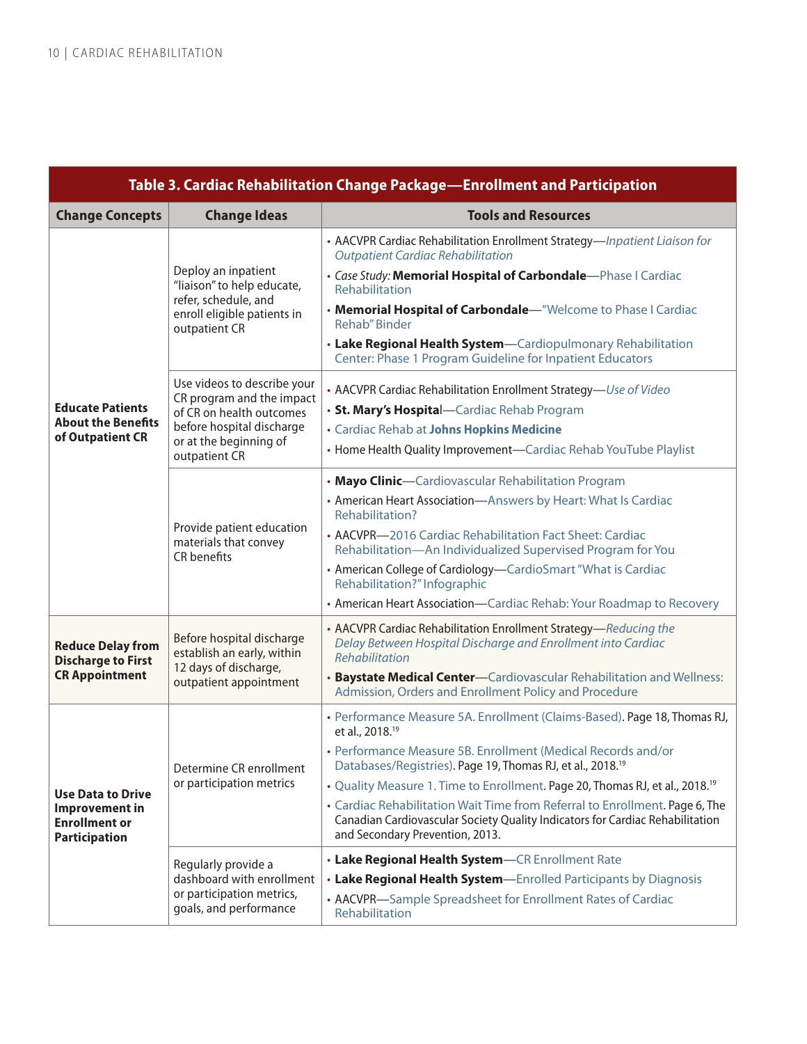| Table 3. Cardiac Rehabilitation Change Package—Enrollment and Participation | | |
|---|---|---|
| **Change Concepts** | **Change Ideas** | **Tools and Resources** |
| **Educate Patients About the Benefits of Outpatient CR** | Deploy an inpatient "liaison" to help educate, refer, schedule, and enroll eligible patients in outpatient CR | • AACVPR Cardiac Rehabilitation Enrollment Strategy—*Inpatient Liaison for Outpatient Cardiac Rehabilitation*<br>• *Case Study:* **Memorial Hospital of Carbondale**—Phase I Cardiac Rehabilitation<br>• **Memorial Hospital of Carbondale**—"Welcome to Phase I Cardiac Rehab" Binder<br>• **Lake Regional Health System**—Cardiopulmonary Rehabilitation Center: Phase 1 Program Guideline for Inpatient Educators |
| | Use videos to describe your CR program and the impact of CR on health outcomes before hospital discharge or at the beginning of outpatient CR | • AACVPR Cardiac Rehabilitation Enrollment Strategy—*Use of Video*<br>• **St. Mary's Hospital**—Cardiac Rehab Program<br>• Cardiac Rehab at **Johns Hopkins Medicine**<br>• Home Health Quality Improvement—Cardiac Rehab YouTube Playlist |
| | Provide patient education materials that convey CR benefits | • **Mayo Clinic**—Cardiovascular Rehabilitation Program<br>• American Heart Association—Answers by Heart: What Is Cardiac Rehabilitation?<br>• AACVPR—2016 Cardiac Rehabilitation Fact Sheet: Cardiac Rehabilitation—An Individualized Supervised Program for You<br>• American College of Cardiology—CardioSmart "What is Cardiac Rehabilitation?" Infographic<br>• American Heart Association—Cardiac Rehab: Your Roadmap to Recovery |
| **Reduce Delay from Discharge to First CR Appointment** | Before hospital discharge establish an early, within 12 days of discharge, outpatient appointment | • AACVPR Cardiac Rehabilitation Enrollment Strategy—*Reducing the Delay Between Hospital Discharge and Enrollment into Cardiac Rehabilitation*<br>• **Baystate Medical Center**—Cardiovascular Rehabilitation and Wellness: Admission, Orders and Enrollment Policy and Procedure |
| **Use Data to Drive Improvement in Enrollment or Participation** | Determine CR enrollment or participation metrics | • Performance Measure 5A. Enrollment (Claims-Based). Page 18, Thomas RJ, et al., 2018.[19]<br>• Performance Measure 5B. Enrollment (Medical Records and/or Databases/Registries). Page 19, Thomas RJ, et al., 2018.[19]<br>• Quality Measure 1. Time to Enrollment. Page 20, Thomas RJ, et al., 2018.[19]<br>• Cardiac Rehabilitation Wait Time from Referral to Enrollment. Page 6, The Canadian Cardiovascular Society Quality Indicators for Cardiac Rehabilitation and Secondary Prevention, 2013. |
| | Regularly provide a dashboard with enrollment or participation metrics, goals, and performance | • **Lake Regional Health System**—CR Enrollment Rate<br>• **Lake Regional Health System**—Enrolled Participants by Diagnosis<br>• AACVPR—Sample Spreadsheet for Enrollment Rates of Cardiac Rehabilitation |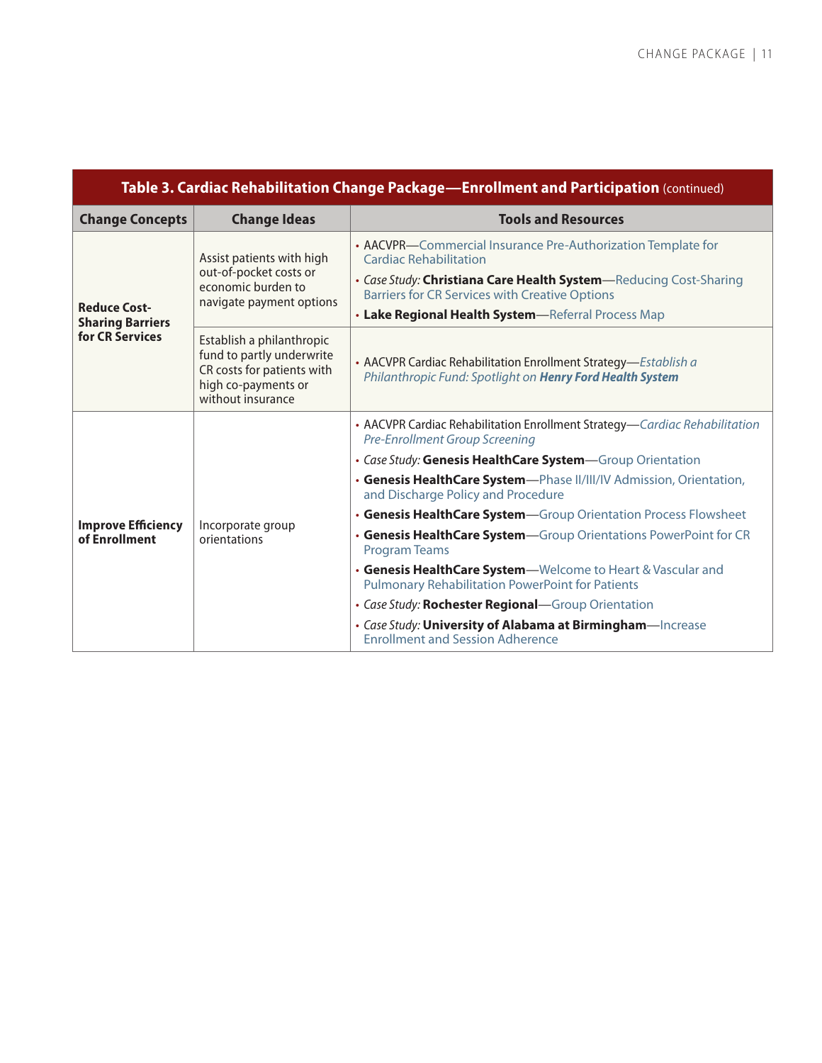| **Table 3. Cardiac Rehabilitation Change Package—Enrollment and Participation** (continued) | | |
|---|---|---|
| **Change Concepts** | **Change Ideas** | **Tools and Resources** |
| **Reduce Cost-Sharing Barriers for CR Services** | Assist patients with high out-of-pocket costs or economic burden to navigate payment options | • AACVPR—Commercial Insurance Pre-Authorization Template for Cardiac Rehabilitation<br>• *Case Study:* **Christiana Care Health System**—Reducing Cost-Sharing Barriers for CR Services with Creative Options<br>• **Lake Regional Health System**—Referral Process Map |
| | Establish a philanthropic fund to partly underwrite CR costs for patients with high co-payments or without insurance | • AACVPR Cardiac Rehabilitation Enrollment Strategy—*Establish a Philanthropic Fund: Spotlight on* ***Henry Ford Health System*** |
| **Improve Efficiency of Enrollment** | Incorporate group orientations | • AACVPR Cardiac Rehabilitation Enrollment Strategy—*Cardiac Rehabilitation Pre-Enrollment Group Screening*<br>• *Case Study:* **Genesis HealthCare System**—Group Orientation<br>• **Genesis HealthCare System**—Phase II/III/IV Admission, Orientation, and Discharge Policy and Procedure<br>• **Genesis HealthCare System**—Group Orientation Process Flowsheet<br>• **Genesis HealthCare System**—Group Orientations PowerPoint for CR Program Teams<br>• **Genesis HealthCare System**—Welcome to Heart & Vascular and Pulmonary Rehabilitation PowerPoint for Patients<br>• *Case Study:* **Rochester Regional**—Group Orientation<br>• *Case Study:* **University of Alabama at Birmingham**—Increase Enrollment and Session Adherence |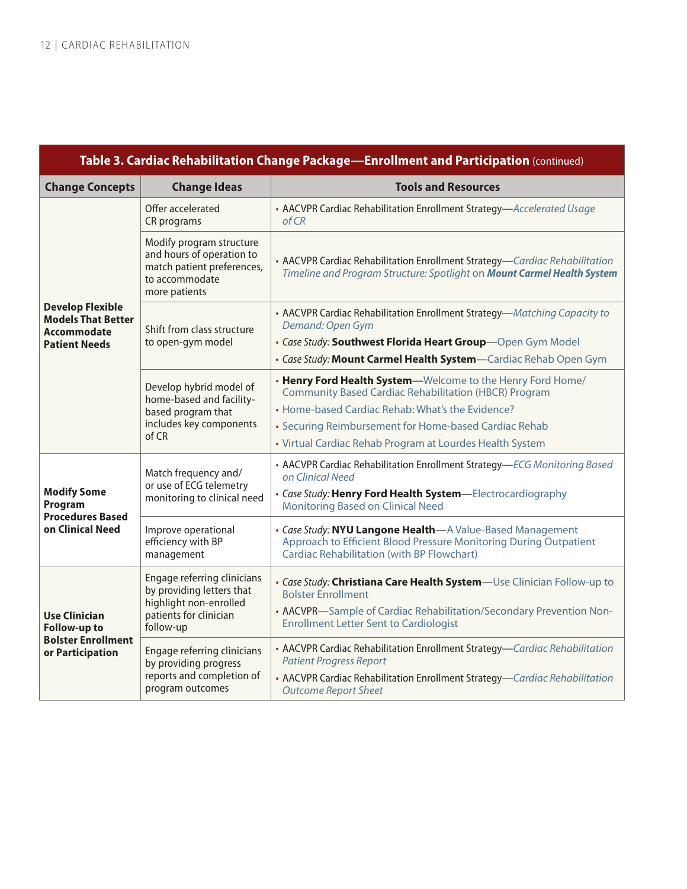**Table 3. Cardiac Rehabilitation Change Package—Enrollment and Participation** (continued)

| Change Concepts | Change Ideas | Tools and Resources |
|---|---|---|
| **Develop Flexible Models That Better Accommodate Patient Needs** | Offer accelerated CR programs | • AACVPR Cardiac Rehabilitation Enrollment Strategy—*Accelerated Usage of CR* |
| | Modify program structure and hours of operation to match patient preferences, to accommodate more patients | • AACVPR Cardiac Rehabilitation Enrollment Strategy—*Cardiac Rehabilitation Timeline and Program Structure: Spotlight* on ***Mount Carmel Health System*** |
| | Shift from class structure to open-gym model | • AACVPR Cardiac Rehabilitation Enrollment Strategy—*Matching Capacity to Demand: Open Gym* <br> • *Case Study:* **Southwest Florida Heart Group**—Open Gym Model <br> • *Case Study:* **Mount Carmel Health System**—Cardiac Rehab Open Gym |
| | Develop hybrid model of home-based and facility-based program that includes key components of CR | • **Henry Ford Health System**—Welcome to the Henry Ford Home/Community Based Cardiac Rehabilitation (HBCR) Program <br> • Home-based Cardiac Rehab: What's the Evidence? <br> • Securing Reimbursement for Home-based Cardiac Rehab <br> • Virtual Cardiac Rehab Program at Lourdes Health System |
| **Modify Some Program Procedures Based on Clinical Need** | Match frequency and/or use of ECG telemetry monitoring to clinical need | • AACVPR Cardiac Rehabilitation Enrollment Strategy—*ECG Monitoring Based on Clinical Need* <br> • *Case Study:* **Henry Ford Health System**—Electrocardiography Monitoring Based on Clinical Need |
| | Improve operational efficiency with BP management | • *Case Study:* **NYU Langone Health**—A Value-Based Management Approach to Efficient Blood Pressure Monitoring During Outpatient Cardiac Rehabilitation (with BP Flowchart) |
| **Use Clinician Follow-up to Bolster Enrollment or Participation** | Engage referring clinicians by providing letters that highlight non-enrolled patients for clinician follow-up | • *Case Study:* **Christiana Care Health System**—Use Clinician Follow-up to Bolster Enrollment <br> • AACVPR—Sample of Cardiac Rehabilitation/Secondary Prevention Non-Enrollment Letter Sent to Cardiologist |
| | Engage referring clinicians by providing progress reports and completion of program outcomes | • AACVPR Cardiac Rehabilitation Enrollment Strategy—*Cardiac Rehabilitation Patient Progress Report* <br> • AACVPR Cardiac Rehabilitation Enrollment Strategy—*Cardiac Rehabilitation Outcome Report Sheet* |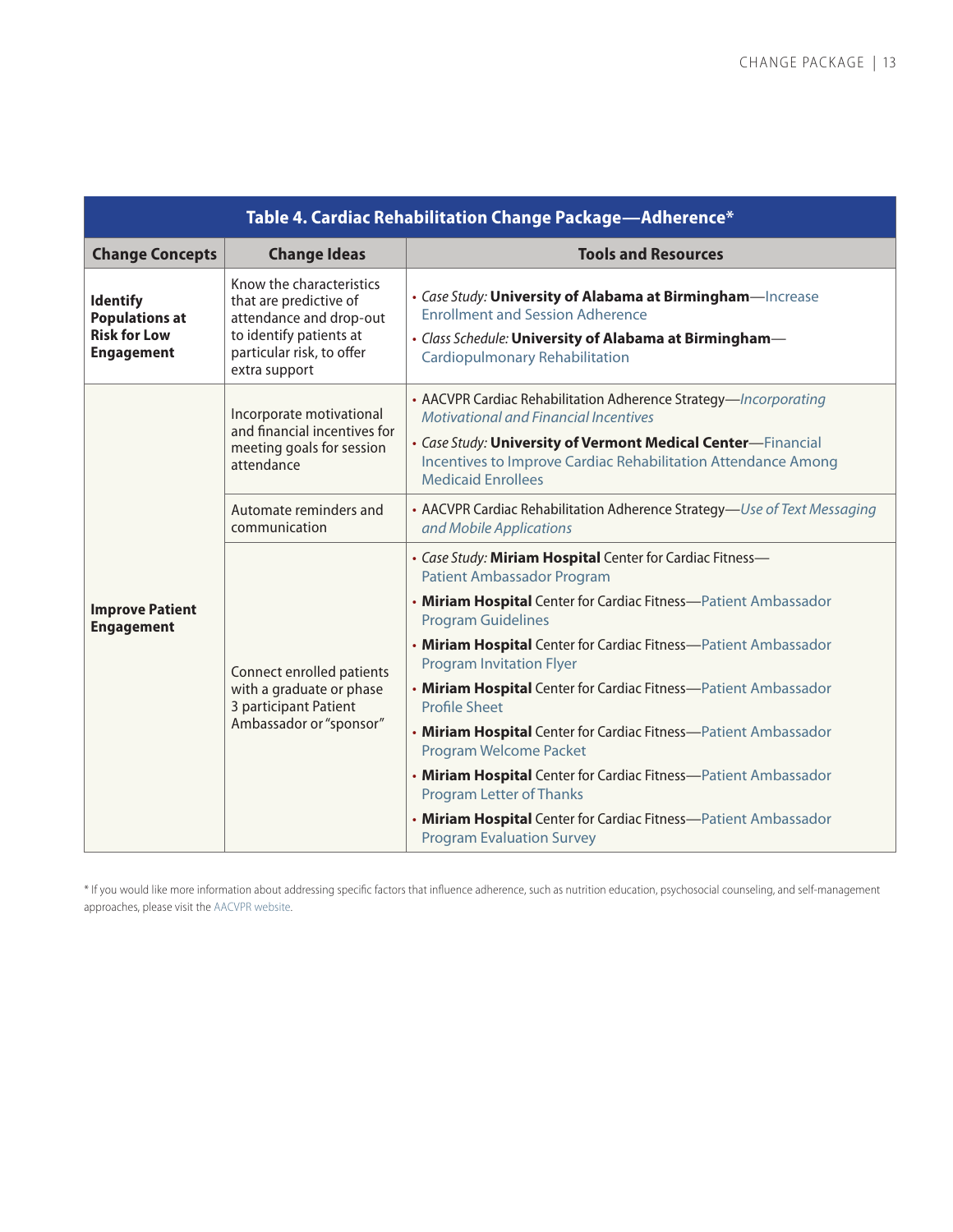**Table 4. Cardiac Rehabilitation Change Package—Adherence***

| Change Concepts | Change Ideas | Tools and Resources |
|---|---|---|
| **Identify Populations at Risk for Low Engagement** | Know the characteristics that are predictive of attendance and drop-out to identify patients at particular risk, to offer extra support | • *Case Study:* **University of Alabama at Birmingham**—Increase Enrollment and Session Adherence<br>• *Class Schedule:* **University of Alabama at Birmingham**—Cardiopulmonary Rehabilitation |
| **Improve Patient Engagement** | Incorporate motivational and financial incentives for meeting goals for session attendance | • AACVPR Cardiac Rehabilitation Adherence Strategy—*Incorporating Motivational and Financial Incentives*<br>• *Case Study:* **University of Vermont Medical Center**—Financial Incentives to Improve Cardiac Rehabilitation Attendance Among Medicaid Enrollees |
| | Automate reminders and communication | • AACVPR Cardiac Rehabilitation Adherence Strategy—*Use of Text Messaging and Mobile Applications* |
| | Connect enrolled patients with a graduate or phase 3 participant Patient Ambassador or "sponsor" | • *Case Study:* **Miriam Hospital** Center for Cardiac Fitness—Patient Ambassador Program<br>• **Miriam Hospital** Center for Cardiac Fitness—Patient Ambassador Program Guidelines<br>• **Miriam Hospital** Center for Cardiac Fitness—Patient Ambassador Program Invitation Flyer<br>• **Miriam Hospital** Center for Cardiac Fitness—Patient Ambassador Profile Sheet<br>• **Miriam Hospital** Center for Cardiac Fitness—Patient Ambassador Program Welcome Packet<br>• **Miriam Hospital** Center for Cardiac Fitness—Patient Ambassador Program Letter of Thanks<br>• **Miriam Hospital** Center for Cardiac Fitness—Patient Ambassador Program Evaluation Survey |

* If you would like more information about addressing specific factors that influence adherence, such as nutrition education, psychosocial counseling, and self-management approaches, please visit the AACVPR website.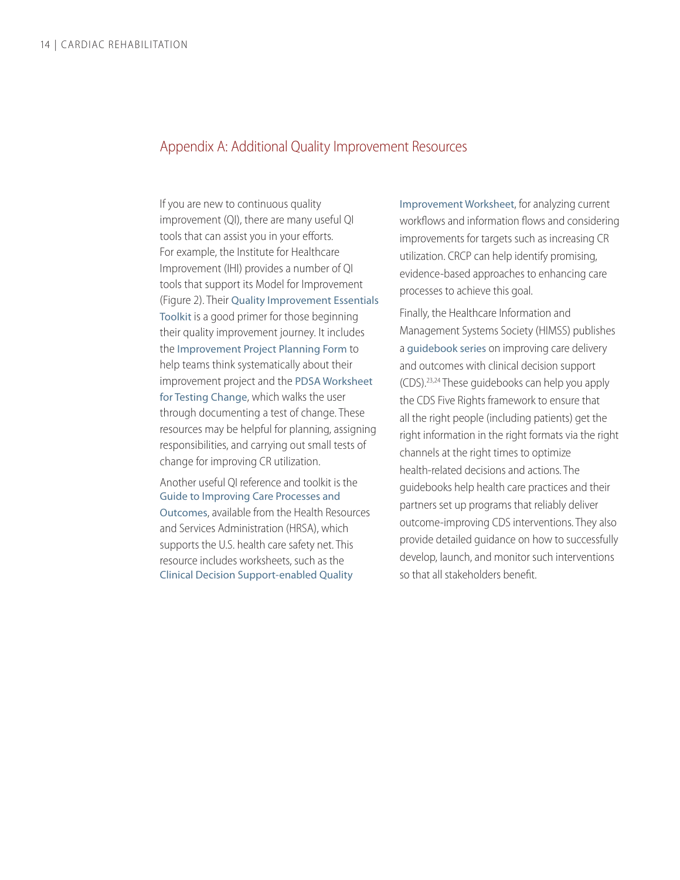## Appendix A: Additional Quality Improvement Resources

If you are new to continuous quality improvement (QI), there are many useful QI tools that can assist you in your efforts. For example, the Institute for Healthcare Improvement (IHI) provides a number of QI tools that support its Model for Improvement (Figure 2). Their Quality Improvement Essentials Toolkit is a good primer for those beginning their quality improvement journey. It includes the Improvement Project Planning Form to help teams think systematically about their improvement project and the PDSA Worksheet for Testing Change, which walks the user through documenting a test of change. These resources may be helpful for planning, assigning responsibilities, and carrying out small tests of change for improving CR utilization.

Another useful QI reference and toolkit is the Guide to Improving Care Processes and Outcomes, available from the Health Resources and Services Administration (HRSA), which supports the U.S. health care safety net. This resource includes worksheets, such as the Clinical Decision Support-enabled Quality Improvement Worksheet, for analyzing current workflows and information flows and considering improvements for targets such as increasing CR utilization. CRCP can help identify promising, evidence-based approaches to enhancing care processes to achieve this goal.

Finally, the Healthcare Information and Management Systems Society (HIMSS) publishes a guidebook series on improving care delivery and outcomes with clinical decision support (CDS).[23,24] These guidebooks can help you apply the CDS Five Rights framework to ensure that all the right people (including patients) get the right information in the right formats via the right channels at the right times to optimize health-related decisions and actions. The guidebooks help health care practices and their partners set up programs that reliably deliver outcome-improving CDS interventions. They also provide detailed guidance on how to successfully develop, launch, and monitor such interventions so that all stakeholders benefit.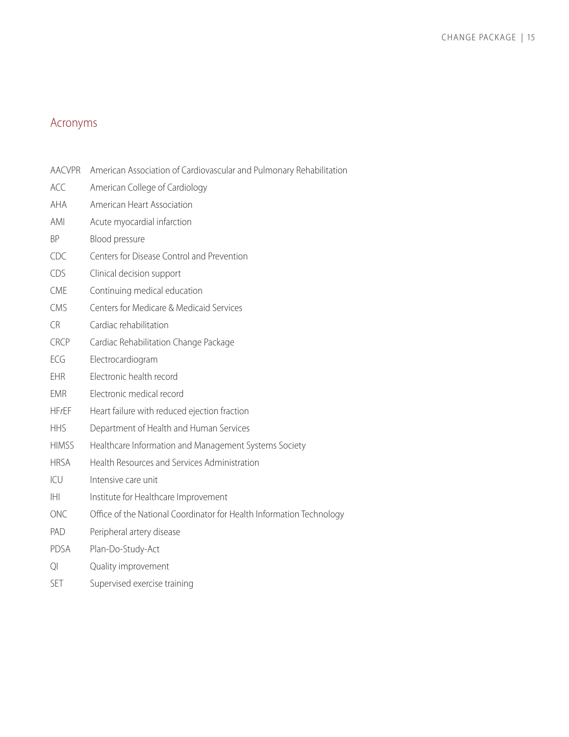## Acronyms

| | |
|---|---|
| AACVPR | American Association of Cardiovascular and Pulmonary Rehabilitation |
| ACC | American College of Cardiology |
| AHA | American Heart Association |
| AMI | Acute myocardial infarction |
| BP | Blood pressure |
| CDC | Centers for Disease Control and Prevention |
| CDS | Clinical decision support |
| CME | Continuing medical education |
| CMS | Centers for Medicare & Medicaid Services |
| CR | Cardiac rehabilitation |
| CRCP | Cardiac Rehabilitation Change Package |
| ECG | Electrocardiogram |
| EHR | Electronic health record |
| EMR | Electronic medical record |
| HF*r*EF | Heart failure with reduced ejection fraction |
| HHS | Department of Health and Human Services |
| HIMSS | Healthcare Information and Management Systems Society |
| HRSA | Health Resources and Services Administration |
| ICU | Intensive care unit |
| IHI | Institute for Healthcare Improvement |
| ONC | Office of the National Coordinator for Health Information Technology |
| PAD | Peripheral artery disease |
| PDSA | Plan-Do-Study-Act |
| QI | Quality improvement |
| SET | Supervised exercise training |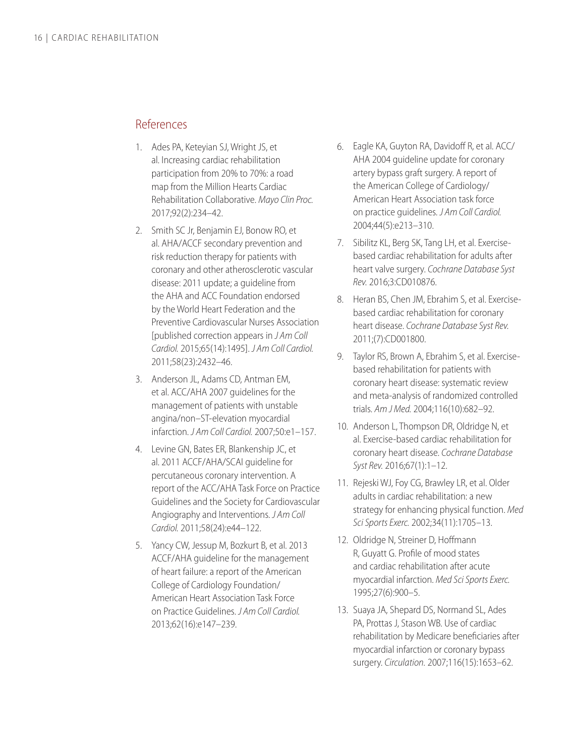## References

1. Ades PA, Keteyian SJ, Wright JS, et al. Increasing cardiac rehabilitation participation from 20% to 70%: a road map from the Million Hearts Cardiac Rehabilitation Collaborative. *Mayo Clin Proc.* 2017;92(2):234–42.
2. Smith SC Jr, Benjamin EJ, Bonow RO, et al. AHA/ACCF secondary prevention and risk reduction therapy for patients with coronary and other atherosclerotic vascular disease: 2011 update; a guideline from the AHA and ACC Foundation endorsed by the World Heart Federation and the Preventive Cardiovascular Nurses Association [published correction appears in *J Am Coll Cardiol.* 2015;65(14):1495]. *J Am Coll Cardiol.* 2011;58(23):2432–46.
3. Anderson JL, Adams CD, Antman EM, et al. ACC/AHA 2007 guidelines for the management of patients with unstable angina/non–ST-elevation myocardial infarction. *J Am Coll Cardiol.* 2007;50:e1–157.
4. Levine GN, Bates ER, Blankenship JC, et al. 2011 ACCF/AHA/SCAI guideline for percutaneous coronary intervention. A report of the ACC/AHA Task Force on Practice Guidelines and the Society for Cardiovascular Angiography and Interventions. *J Am Coll Cardiol.* 2011;58(24):e44–122.
5. Yancy CW, Jessup M, Bozkurt B, et al. 2013 ACCF/AHA guideline for the management of heart failure: a report of the American College of Cardiology Foundation/American Heart Association Task Force on Practice Guidelines. *J Am Coll Cardiol.* 2013;62(16):e147–239.
6. Eagle KA, Guyton RA, Davidoff R, et al. ACC/AHA 2004 guideline update for coronary artery bypass graft surgery. A report of the American College of Cardiology/American Heart Association task force on practice guidelines. *J Am Coll Cardiol.* 2004;44(5):e213–310.
7. Sibilitz KL, Berg SK, Tang LH, et al. Exercise-based cardiac rehabilitation for adults after heart valve surgery. *Cochrane Database Syst Rev.* 2016;3:CD010876.
8. Heran BS, Chen JM, Ebrahim S, et al. Exercise-based cardiac rehabilitation for coronary heart disease. *Cochrane Database Syst Rev.* 2011;(7):CD001800.
9. Taylor RS, Brown A, Ebrahim S, et al. Exercise-based rehabilitation for patients with coronary heart disease: systematic review and meta-analysis of randomized controlled trials. *Am J Med.* 2004;116(10):682–92.
10. Anderson L, Thompson DR, Oldridge N, et al. Exercise-based cardiac rehabilitation for coronary heart disease. *Cochrane Database Syst Rev.* 2016;67(1):1–12.
11. Rejeski WJ, Foy CG, Brawley LR, et al. Older adults in cardiac rehabilitation: a new strategy for enhancing physical function. *Med Sci Sports Exerc.* 2002;34(11):1705–13.
12. Oldridge N, Streiner D, Hoffmann R, Guyatt G. Profile of mood states and cardiac rehabilitation after acute myocardial infarction. *Med Sci Sports Exerc.* 1995;27(6):900–5.
13. Suaya JA, Shepard DS, Normand SL, Ades PA, Prottas J, Stason WB. Use of cardiac rehabilitation by Medicare beneficiaries after myocardial infarction or coronary bypass surgery. *Circulation.* 2007;116(15):1653–62.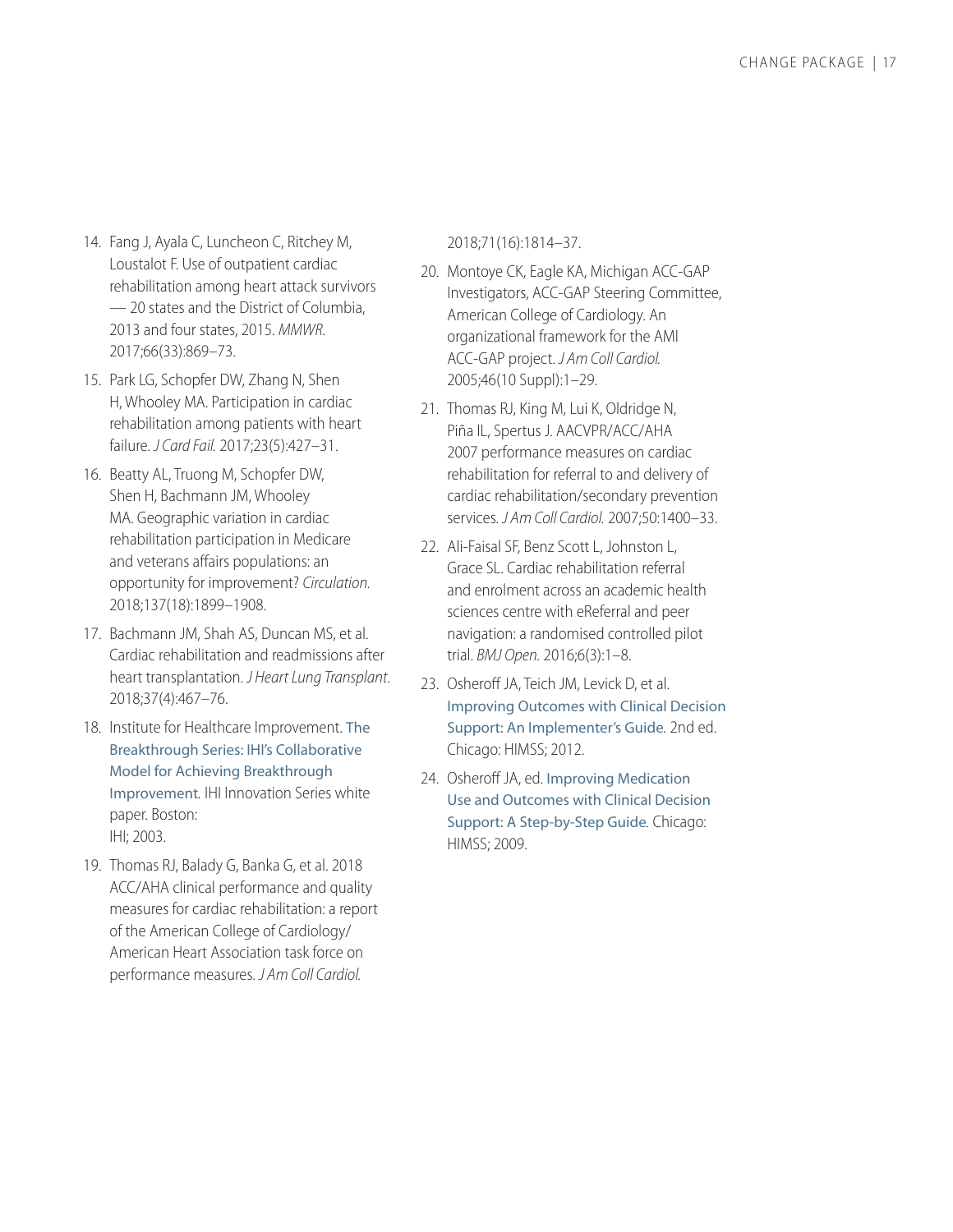14. Fang J, Ayala C, Luncheon C, Ritchey M, Loustalot F. Use of outpatient cardiac rehabilitation among heart attack survivors — 20 states and the District of Columbia, 2013 and four states, 2015. *MMWR*. 2017;66(33):869–73.
15. Park LG, Schopfer DW, Zhang N, Shen H, Whooley MA. Participation in cardiac rehabilitation among patients with heart failure. *J Card Fail.* 2017;23(5):427–31.
16. Beatty AL, Truong M, Schopfer DW, Shen H, Bachmann JM, Whooley MA. Geographic variation in cardiac rehabilitation participation in Medicare and veterans affairs populations: an opportunity for improvement? *Circulation*. 2018;137(18):1899–1908.
17. Bachmann JM, Shah AS, Duncan MS, et al. Cardiac rehabilitation and readmissions after heart transplantation. *J Heart Lung Transplant*. 2018;37(4):467–76.
18. Institute for Healthcare Improvement. The Breakthrough Series: IHI's Collaborative Model for Achieving Breakthrough Improvement. IHI Innovation Series white paper. Boston: IHI; 2003.
19. Thomas RJ, Balady G, Banka G, et al. 2018 ACC/AHA clinical performance and quality measures for cardiac rehabilitation: a report of the American College of Cardiology/ American Heart Association task force on performance measures. *J Am Coll Cardiol.* 2018;71(16):1814–37.
20. Montoye CK, Eagle KA, Michigan ACC-GAP Investigators, ACC-GAP Steering Committee, American College of Cardiology. An organizational framework for the AMI ACC-GAP project. *J Am Coll Cardiol.* 2005;46(10 Suppl):1–29.
21. Thomas RJ, King M, Lui K, Oldridge N, Piña IL, Spertus J. AACVPR/ACC/AHA 2007 performance measures on cardiac rehabilitation for referral to and delivery of cardiac rehabilitation/secondary prevention services. *J Am Coll Cardiol.* 2007;50:1400–33.
22. Ali-Faisal SF, Benz Scott L, Johnston L, Grace SL. Cardiac rehabilitation referral and enrolment across an academic health sciences centre with eReferral and peer navigation: a randomised controlled pilot trial. *BMJ Open.* 2016;6(3):1–8.
23. Osheroff JA, Teich JM, Levick D, et al. Improving Outcomes with Clinical Decision Support: An Implementer's Guide. 2nd ed. Chicago: HIMSS; 2012.
24. Osheroff JA, ed. Improving Medication Use and Outcomes with Clinical Decision Support: A Step-by-Step Guide. Chicago: HIMSS; 2009.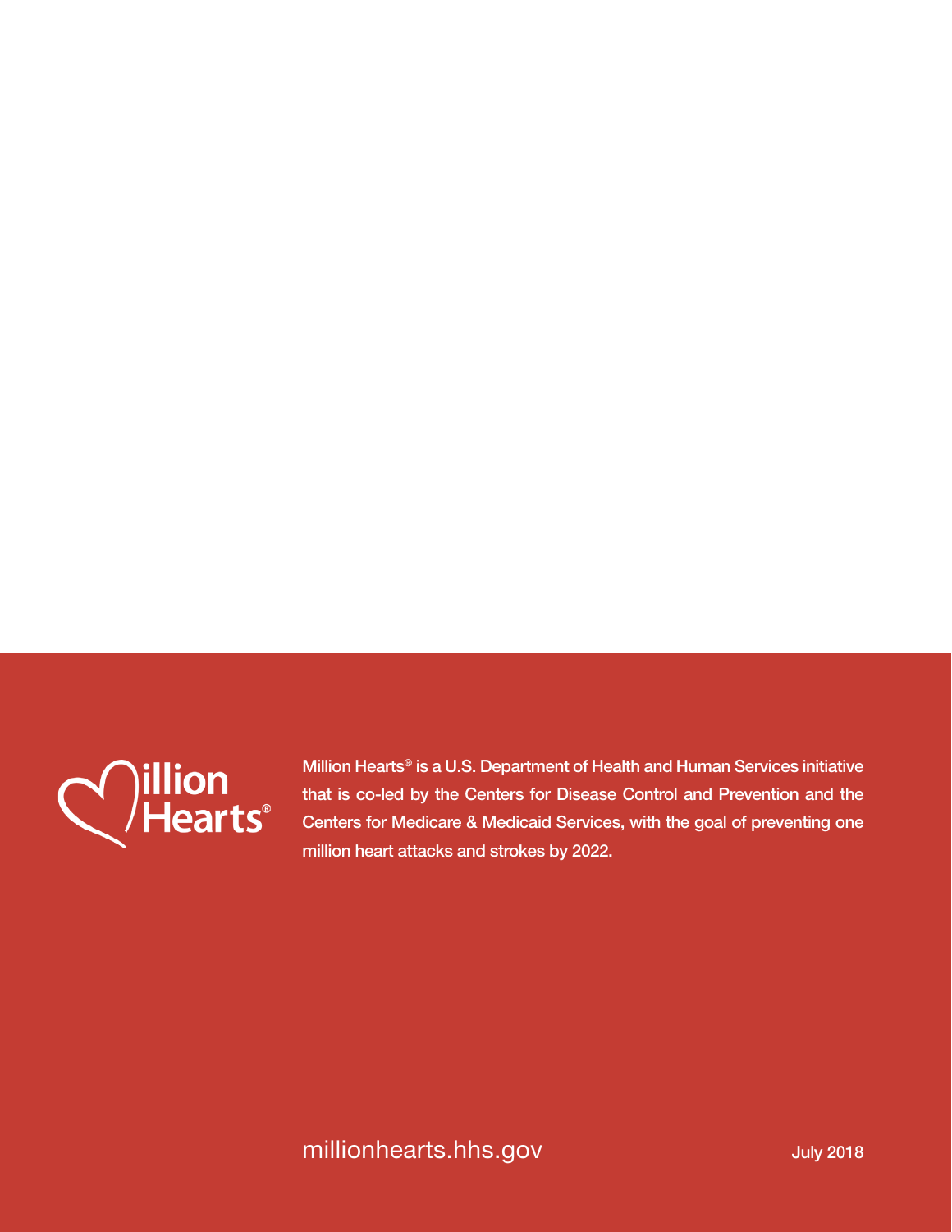Million Hearts

Million Hearts® is a U.S. Department of Health and Human Services initiative that is co-led by the Centers for Disease Control and Prevention and the Centers for Medicare & Medicaid Services, with the goal of preventing one million heart attacks and strokes by 2022.

millionhearts.hhs.gov

July 2018